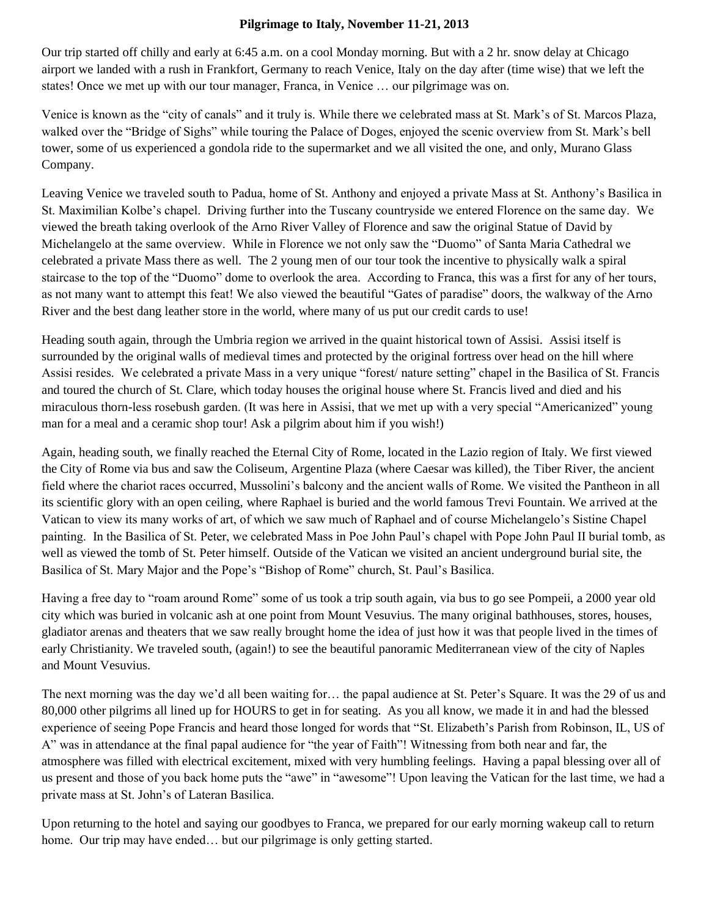**Pilgrimage to Italy, November 11-21, 2013**

Our trip started off chilly and early at 6:45 a.m. on a cool Monday morning. But with a 2 hr. snow delay at Chicago airport we landed with a rush in Frankfort, Germany to reach Venice, Italy on the day after (time wise) that we left the states! Once we met up with our tour manager, Franca, in Venice … our pilgrimage was on.

Venice is known as the "city of canals" and it truly is. While there we celebrated mass at St. Mark's of St. Marcos Plaza, walked over the "Bridge of Sighs" while touring the Palace of Doges, enjoyed the scenic overview from St. Mark's bell tower, some of us experienced a gondola ride to the supermarket and we all visited the one, and only, Murano Glass Company.

Leaving Venice we traveled south to Padua, home of St. Anthony and enjoyed a private Mass at St. Anthony's Basilica in St. Maximilian Kolbe's chapel. Driving further into the Tuscany countryside we entered Florence on the same day. We viewed the breath taking overlook of the Arno River Valley of Florence and saw the original Statue of David by Michelangelo at the same overview. While in Florence we not only saw the "Duomo" of Santa Maria Cathedral we celebrated a private Mass there as well. The 2 young men of our tour took the incentive to physically walk a spiral staircase to the top of the "Duomo" dome to overlook the area. According to Franca, this was a first for any of her tours, as not many want to attempt this feat! We also viewed the beautiful "Gates of paradise" doors, the walkway of the Arno River and the best dang leather store in the world, where many of us put our credit cards to use!

Heading south again, through the Umbria region we arrived in the quaint historical town of Assisi. Assisi itself is surrounded by the original walls of medieval times and protected by the original fortress over head on the hill where Assisi resides. We celebrated a private Mass in a very unique "forest/ nature setting" chapel in the Basilica of St. Francis and toured the church of St. Clare, which today houses the original house where St. Francis lived and died and his miraculous thorn-less rosebush garden. (It was here in Assisi, that we met up with a very special "Americanized" young man for a meal and a ceramic shop tour! Ask a pilgrim about him if you wish!)

Again, heading south, we finally reached the Eternal City of Rome, located in the Lazio region of Italy. We first viewed the City of Rome via bus and saw the Coliseum, Argentine Plaza (where Caesar was killed), the Tiber River, the ancient field where the chariot races occurred, Mussolini's balcony and the ancient walls of Rome. We visited the Pantheon in all its scientific glory with an open ceiling, where Raphael is buried and the world famous Trevi Fountain. We arrived at the Vatican to view its many works of art, of which we saw much of Raphael and of course Michelangelo's Sistine Chapel painting. In the Basilica of St. Peter, we celebrated Mass in Poe John Paul's chapel with Pope John Paul II burial tomb, as well as viewed the tomb of St. Peter himself. Outside of the Vatican we visited an ancient underground burial site, the Basilica of St. Mary Major and the Pope's "Bishop of Rome" church, St. Paul's Basilica.

Having a free day to "roam around Rome" some of us took a trip south again, via bus to go see Pompeii, a 2000 year old city which was buried in volcanic ash at one point from Mount Vesuvius. The many original bathhouses, stores, houses, gladiator arenas and theaters that we saw really brought home the idea of just how it was that people lived in the times of early Christianity. We traveled south, (again!) to see the beautiful panoramic Mediterranean view of the city of Naples and Mount Vesuvius.

The next morning was the day we'd all been waiting for… the papal audience at St. Peter's Square. It was the 29 of us and 80,000 other pilgrims all lined up for HOURS to get in for seating. As you all know, we made it in and had the blessed experience of seeing Pope Francis and heard those longed for words that "St. Elizabeth's Parish from Robinson, IL, US of A" was in attendance at the final papal audience for "the year of Faith"! Witnessing from both near and far, the atmosphere was filled with electrical excitement, mixed with very humbling feelings. Having a papal blessing over all of us present and those of you back home puts the "awe" in "awesome"! Upon leaving the Vatican for the last time, we had a private mass at St. John's of Lateran Basilica.

Upon returning to the hotel and saying our goodbyes to Franca, we prepared for our early morning wakeup call to return home. Our trip may have ended… but our pilgrimage is only getting started.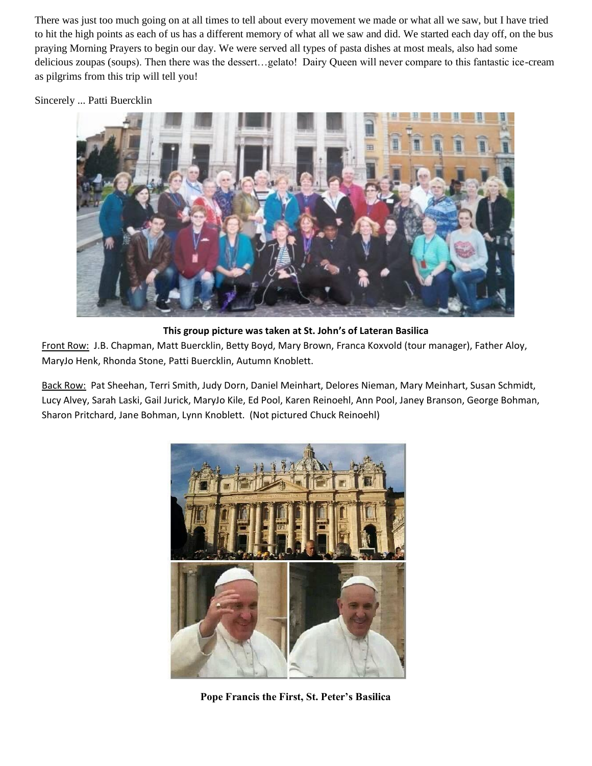There was just too much going on at all times to tell about every movement we made or what all we saw, but I have tried to hit the high points as each of us has a different memory of what all we saw and did. We started each day off, on the bus praying Morning Prayers to begin our day. We were served all types of pasta dishes at most meals, also had some delicious zoupas (soups). Then there was the dessert…gelato! Dairy Queen will never compare to this fantastic ice-cream as pilgrims from this trip will tell you!

Sincerely ... Patti Buercklin

**This group picture was taken at St. John's of Lateran Basilica**

Front Row: J.B. Chapman, Matt Buercklin, Betty Boyd, Mary Brown, Franca Koxvold (tour manager), Father Aloy, MaryJo Henk, Rhonda Stone, Patti Buercklin, Autumn Knoblett.

Back Row: Pat Sheehan, Terri Smith, Judy Dorn, Daniel Meinhart, Delores Nieman, Mary Meinhart, Susan Schmidt, Lucy Alvey, Sarah Laski, Gail Jurick, MaryJo Kile, Ed Pool, Karen Reinoehl, Ann Pool, Janey Branson, George Bohman, Sharon Pritchard, Jane Bohman, Lynn Knoblett. (Not pictured Chuck Reinoehl)

**Pope Francis the First, St. Peter's Basilica**